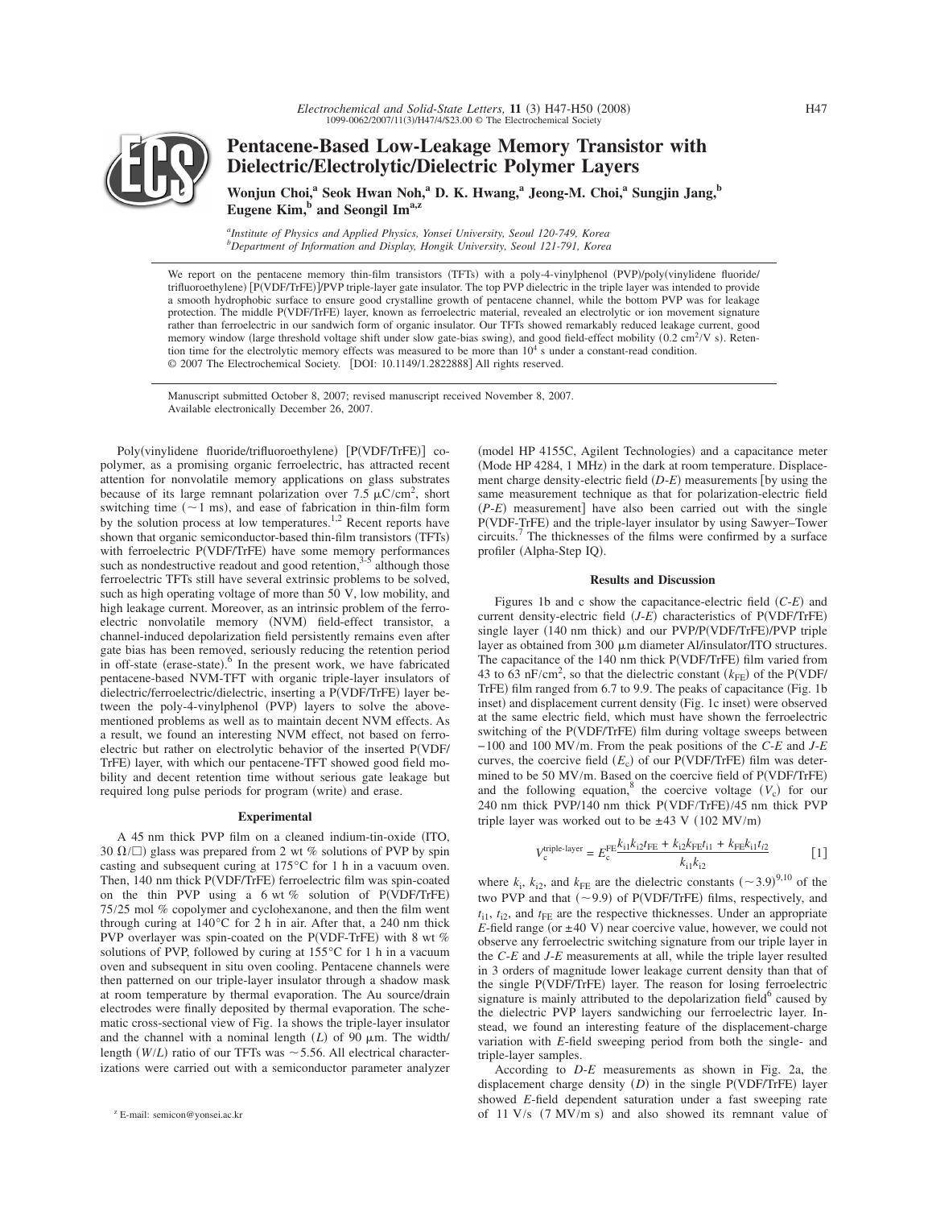# Pentacene-Based Low-Leakage Memory Transistor with Dielectric/Electrolytic/Dielectric Polymer Layers

**Wonjun Choi,[a] Seok Hwan Noh,[a] D. K. Hwang,[a] Jeong-M. Choi,[a] Sungjin Jang,[b] Eugene Kim,[b] and Seongil Im[a,z]**

*[a]Institute of Physics and Applied Physics, Yonsei University, Seoul 120-749, Korea*
*[b]Department of Information and Display, Hongik University, Seoul 121-791, Korea*

We report on the pentacene memory thin-film transistors (TFTs) with a poly-4-vinylphenol (PVP)/poly(vinylidene fluoride/trifluoroethylene) [P(VDF/TrFE)]/PVP triple-layer gate insulator. The top PVP dielectric in the triple layer was intended to provide a smooth hydrophobic surface to ensure good crystalline growth of pentacene channel, while the bottom PVP was for leakage protection. The middle P(VDF/TrFE) layer, known as ferroelectric material, revealed an electrolytic or ion movement signature rather than ferroelectric in our sandwich form of organic insulator. Our TFTs showed remarkably reduced leakage current, good memory window (large threshold voltage shift under slow gate-bias swing), and good field-effect mobility (0.2 $cm^2/V$ s). Retention time for the electrolytic memory effects was measured to be more than $10^4$ s under a constant-read condition.
© 2007 The Electrochemical Society. [DOI: 10.1149/1.2822888] All rights reserved.

Manuscript submitted October 8, 2007; revised manuscript received November 8, 2007.
Available electronically December 26, 2007.

Poly(vinylidene fluoride/trifluoroethylene) [P(VDF/TrFE)] copolymer, as a promising organic ferroelectric, has attracted recent attention for nonvolatile memory applications on glass substrates because of its large remnant polarization over 7.5 $\mu C/cm^2$, short switching time (~1 ms), and ease of fabrication in thin-film form by the solution process at low temperatures.[1,2] Recent reports have shown that organic semiconductor-based thin-film transistors (TFTs) with ferroelectric P(VDF/TrFE) have some memory performances such as nondestructive readout and good retention,[3-5] although those ferroelectric TFTs still have several extrinsic problems to be solved, such as high operating voltage of more than 50 V, low mobility, and high leakage current. Moreover, as an intrinsic problem of the ferroelectric nonvolatile memory (NVM) field-effect transistor, a channel-induced depolarization field persistently remains even after gate bias has been removed, seriously reducing the retention period in off-state (erase-state).[6] In the present work, we have fabricated pentacene-based NVM-TFT with organic triple-layer insulators of dielectric/ferroelectric/dielectric, inserting a P(VDF/TrFE) layer between the poly-4-vinylphenol (PVP) layers to solve the abovementioned problems as well as to maintain decent NVM effects. As a result, we found an interesting NVM effect, not based on ferroelectric but rather on electrolytic behavior of the inserted P(VDF/TrFE) layer, with which our pentacene-TFT showed good field mobility and decent retention time without serious gate leakage but required long pulse periods for program (write) and erase.

## Experimental

A 45 nm thick PVP film on a cleaned indium-tin-oxide (ITO, 30 $\Omega/\square$) glass was prepared from 2 wt % solutions of PVP by spin casting and subsequent curing at 175°C for 1 h in a vacuum oven. Then, 140 nm thick P(VDF/TrFE) ferroelectric film was spin-coated on the thin PVP using a 6 wt % solution of P(VDF/TrFE) 75/25 mol % copolymer and cyclohexanone, and then the film went through curing at 140°C for 2 h in air. After that, a 240 nm thick PVP overlayer was spin-coated on the P(VDF-TrFE) with 8 wt % solutions of PVP, followed by curing at 155°C for 1 h in a vacuum oven and subsequent in situ oven cooling. Pentacene channels were then patterned on our triple-layer insulator through a shadow mask at room temperature by thermal evaporation. The Au source/drain electrodes were finally deposited by thermal evaporation. The schematic cross-sectional view of Fig. 1a shows the triple-layer insulator and the channel with a nominal length ($L$) of 90 $\mu$m. The width/length ($W/L$) ratio of our TFTs was ~5.56. All electrical characterizations were carried out with a semiconductor parameter analyzer (model HP 4155C, Agilent Technologies) and a capacitance meter (Mode HP 4284, 1 MHz) in the dark at room temperature. Displacement charge density-electric field ($D$-$E$) measurements [by using the same measurement technique as that for polarization-electric field ($P$-$E$) measurement] have also been carried out with the single P(VDF-TrFE) and the triple-layer insulator by using Sawyer–Tower circuits.[7] The thicknesses of the films were confirmed by a surface profiler (Alpha-Step IQ).

## Results and Discussion

Figures 1b and c show the capacitance-electric field ($C$-$E$) and current density-electric field ($J$-$E$) characteristics of P(VDF/TrFE) single layer (140 nm thick) and our PVP/P(VDF/TrFE)/PVP triple layer as obtained from 300 $\mu$m diameter Al/insulator/ITO structures. The capacitance of the 140 nm thick P(VDF/TrFE) film varied from 43 to 63 $nF/cm^2$, so that the dielectric constant ($k_{FE}$) of the P(VDF/TrFE) film ranged from 6.7 to 9.9. The peaks of capacitance (Fig. 1b inset) and displacement current density (Fig. 1c inset) were observed at the same electric field, which must have shown the ferroelectric switching of the P(VDF/TrFE) film during voltage sweeps between −100 and 100 MV/m. From the peak positions of the $C$-$E$ and $J$-$E$ curves, the coercive field ($E_c$) of our P(VDF/TrFE) film was determined to be 50 MV/m. Based on the coercive field of P(VDF/TrFE) and the following equation,[8] the coercive voltage ($V_c$) for our 240 nm thick PVP/140 nm thick P(VDF/TrFE)/45 nm thick PVP triple layer was worked out to be ±43 V (102 MV/m)

$$V_c^{\text{triple-layer}} = E_c^{\text{FE}} \frac{k_{i1}k_{i2}t_{\text{FE}} + k_{i2}k_{\text{FE}}t_{i1} + k_{\text{FE}}k_{i1}t_{i2}}{k_{i1}k_{i2}} \qquad [1]$$

where $k_i$, $k_{i2}$, and $k_{FE}$ are the dielectric constants (~3.9)[9,10] of the two PVP and that (~9.9) of P(VDF/TrFE) films, respectively, and $t_{i1}$, $t_{i2}$, and $t_{FE}$ are the respective thicknesses. Under an appropriate $E$-field range (or ±40 V) near coercive value, however, we could not observe any ferroelectric switching signature from our triple layer in the $C$-$E$ and $J$-$E$ measurements at all, while the triple layer resulted in 3 orders of magnitude lower leakage current density than that of the single P(VDF/TrFE) layer. The reason for losing ferroelectric signature is mainly attributed to the depolarization field[6] caused by the dielectric PVP layers sandwiching our ferroelectric layer. Instead, we found an interesting feature of the displacement-charge variation with $E$-field sweeping period from both the single- and triple-layer samples.

According to $D$-$E$ measurements as shown in Fig. 2a, the displacement charge density ($D$) in the single P(VDF/TrFE) layer showed $E$-field dependent saturation under a fast sweeping rate of 11 V/s (7 MV/m s) and also showed its remnant value of

[z] E-mail: semicon@yonsei.ac.kr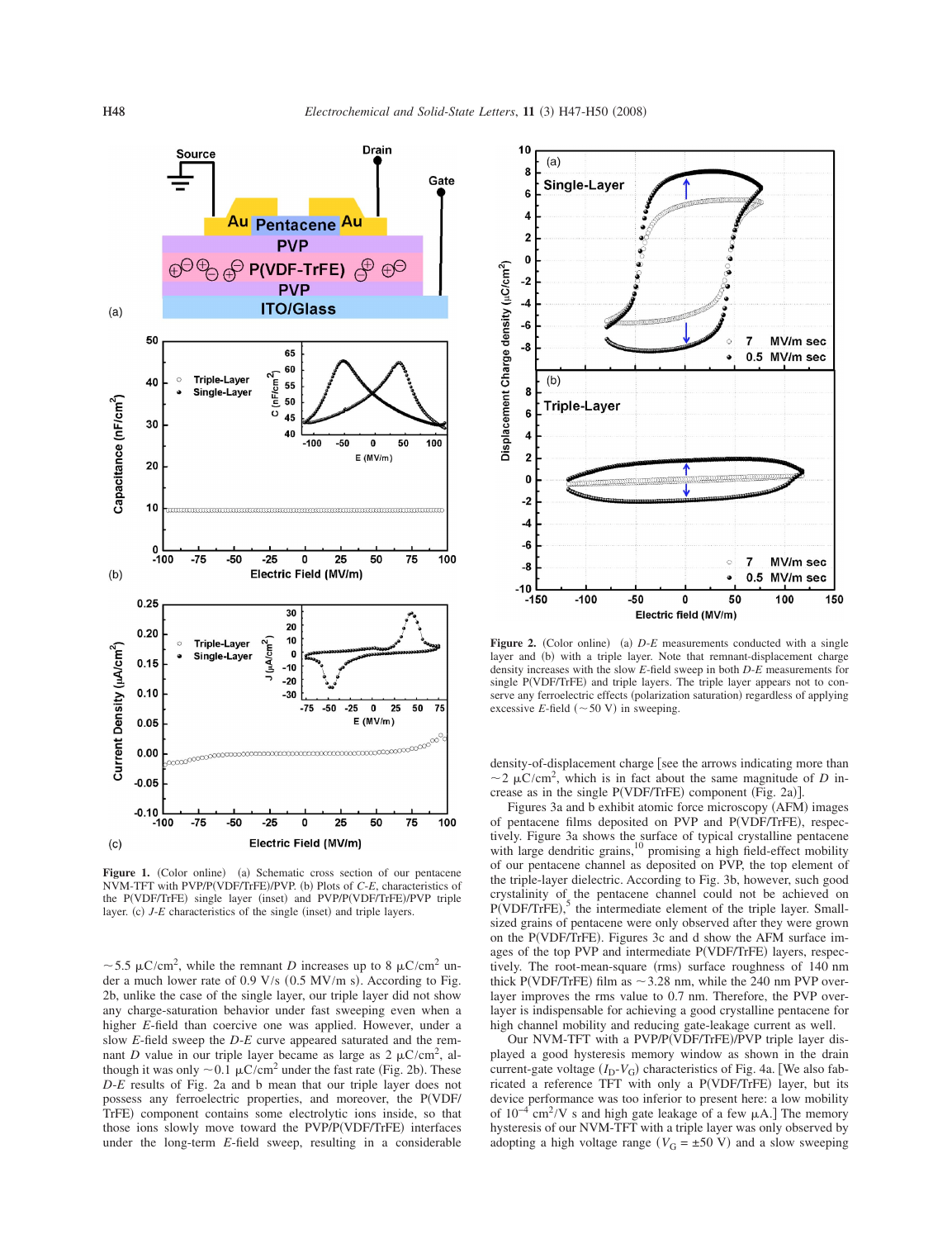**Figure 1.** (Color online) (a) Schematic cross section of our pentacene NVM-TFT with PVP/P(VDF/TrFE)/PVP. (b) Plots of *C-E*, characteristics of the P(VDF/TrFE) single layer (inset) and PVP/P(VDF/TrFE)/PVP triple layer. (c) *J-E* characteristics of the single (inset) and triple layers.

$\sim$5.5 $\mu C/cm^2$, while the remnant *D* increases up to 8 $\mu C/cm^2$ under a much lower rate of 0.9 V/s (0.5 MV/m s). According to Fig. 2b, unlike the case of the single layer, our triple layer did not show any charge-saturation behavior under fast sweeping even when a higher *E*-field than coercive one was applied. However, under a slow *E*-field sweep the *D-E* curve appeared saturated and the remnant *D* value in our triple layer became as large as 2 $\mu C/cm^2$, although it was only $\sim$0.1 $\mu C/cm^2$ under the fast rate (Fig. 2b). These *D-E* results of Fig. 2a and b mean that our triple layer does not possess any ferroelectric properties, and moreover, the P(VDF/TrFE) component contains some electrolytic ions inside, so that those ions slowly move toward the PVP/P(VDF/TrFE) interfaces under the long-term *E*-field sweep, resulting in a considerable density-of-displacement charge [see the arrows indicating more than $\sim$2 $\mu C/cm^2$, which is in fact about the same magnitude of *D* increase as in the single P(VDF/TrFE) component (Fig. 2a)].

**Figure 2.** (Color online) (a) *D-E* measurements conducted with a single layer and (b) with a triple layer. Note that remnant-displacement charge density increases with the slow *E*-field sweep in both *D-E* measurements for single P(VDF/TrFE) and triple layers. The triple layer appears not to conserve any ferroelectric effects (polarization saturation) regardless of applying excessive *E*-field ($\sim$50 V) in sweeping.

Figures 3a and b exhibit atomic force microscopy (AFM) images of pentacene films deposited on PVP and P(VDF/TrFE), respectively. Figure 3a shows the surface of typical crystalline pentacene with large dendritic grains,[10] promising a high field-effect mobility of our pentacene channel as deposited on PVP, the top element of the triple-layer dielectric. According to Fig. 3b, however, such good crystallinity of the pentacene channel could not be achieved on P(VDF/TrFE),[5] the intermediate element of the triple layer. Small-sized grains of pentacene were only observed after they were grown on the P(VDF/TrFE). Figures 3c and d show the AFM surface images of the top PVP and intermediate P(VDF/TrFE) layers, respectively. The root-mean-square (rms) surface roughness of 140 nm thick P(VDF/TrFE) film as $\sim$3.28 nm, while the 240 nm PVP overlayer improves the rms value to 0.7 nm. Therefore, the PVP overlayer is indispensable for achieving a good crystalline pentacene for high channel mobility and reducing gate-leakage current as well.

Our NVM-TFT with a PVP/P(VDF/TrFE)/PVP triple layer displayed a good hysteresis memory window as shown in the drain current-gate voltage ($I_D$-$V_G$) characteristics of Fig. 4a. [We also fabricated a reference TFT with only a P(VDF/TrFE) layer, but its device performance was too inferior to present here: a low mobility of $10^{-4}$ $cm^2/V$ s and high gate leakage of a few $\mu A$.] The memory hysteresis of our NVM-TFT with a triple layer was only observed by adopting a high voltage range ($V_G = \pm 50$ V) and a slow sweeping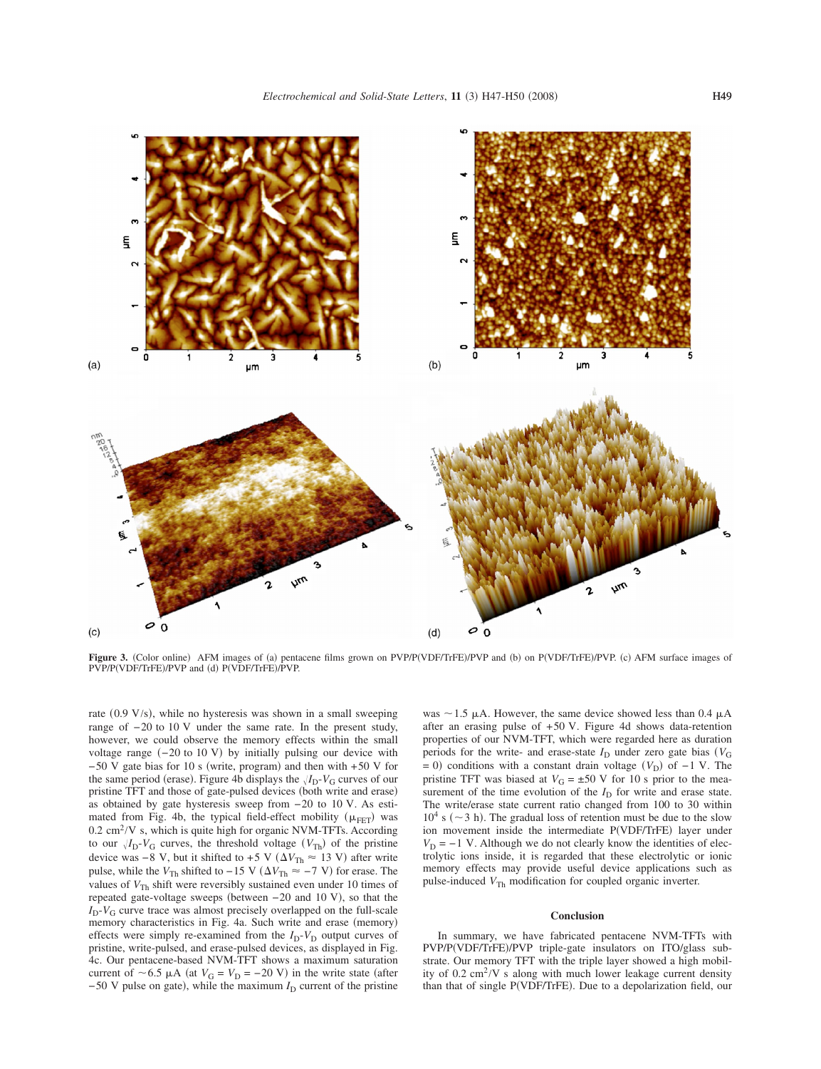**Figure 3.** (Color online) AFM images of (a) pentacene films grown on PVP/P(VDF/TrFE)/PVP and (b) on P(VDF/TrFE)/PVP. (c) AFM surface images of PVP/P(VDF/TrFE)/PVP and (d) P(VDF/TrFE)/PVP.

rate (0.9 V/s), while no hysteresis was shown in a small sweeping range of −20 to 10 V under the same rate. In the present study, however, we could observe the memory effects within the small voltage range (−20 to 10 V) by initially pulsing our device with −50 V gate bias for 10 s (write, program) and then with +50 V for the same period (erase). Figure 4b displays the $\sqrt{I_D}$-$V_G$ curves of our pristine TFT and those of gate-pulsed devices (both write and erase) as obtained by gate hysteresis sweep from −20 to 10 V. As estimated from Fig. 4b, the typical field-effect mobility ($\mu_{FET}$) was 0.2 $cm^2/V$ s, which is quite high for organic NVM-TFTs. According to our $\sqrt{I_D}$-$V_G$ curves, the threshold voltage ($V_{Th}$) of the pristine device was −8 V, but it shifted to +5 V ($\Delta V_{Th} \approx 13$ V) after write pulse, while the $V_{Th}$ shifted to −15 V ($\Delta V_{Th} \approx -7$ V) for erase. The values of $V_{Th}$ shift were reversibly sustained even under 10 times of repeated gate-voltage sweeps (between −20 and 10 V), so that the $I_D$-$V_G$ curve trace was almost precisely overlapped on the full-scale memory characteristics in Fig. 4a. Such write and erase (memory) effects were simply re-examined from the $I_D$-$V_D$ output curves of pristine, write-pulsed, and erase-pulsed devices, as displayed in Fig. 4c. Our pentacene-based NVM-TFT shows a maximum saturation current of ~6.5 μA (at $V_G = V_D = -20$ V) in the write state (after −50 V pulse on gate), while the maximum $I_D$ current of the pristine was ~1.5 μA. However, the same device showed less than 0.4 μA after an erasing pulse of +50 V. Figure 4d shows data-retention properties of our NVM-TFT, which were regarded here as duration periods for the write- and erase-state $I_D$ under zero gate bias ($V_G = 0$) conditions with a constant drain voltage ($V_D$) of −1 V. The pristine TFT was biased at $V_G = \pm 50$ V for 10 s prior to the measurement of the time evolution of the $I_D$ for write and erase state. The write/erase state current ratio changed from 100 to 30 within $10^4$ s (~3 h). The gradual loss of retention must be due to the slow ion movement inside the intermediate P(VDF/TrFE) layer under $V_D = -1$ V. Although we do not clearly know the identities of electrolytic ions inside, it is regarded that these electrolytic or ionic memory effects may provide useful device applications such as pulse-induced $V_{Th}$ modification for coupled organic inverter.

## Conclusion

In summary, we have fabricated pentacene NVM-TFTs with PVP/P(VDF/TrFE)/PVP triple-gate insulators on ITO/glass substrate. Our memory TFT with the triple layer showed a high mobility of 0.2 $cm^2/V$ s along with much lower leakage current density than that of single P(VDF/TrFE). Due to a depolarization field, our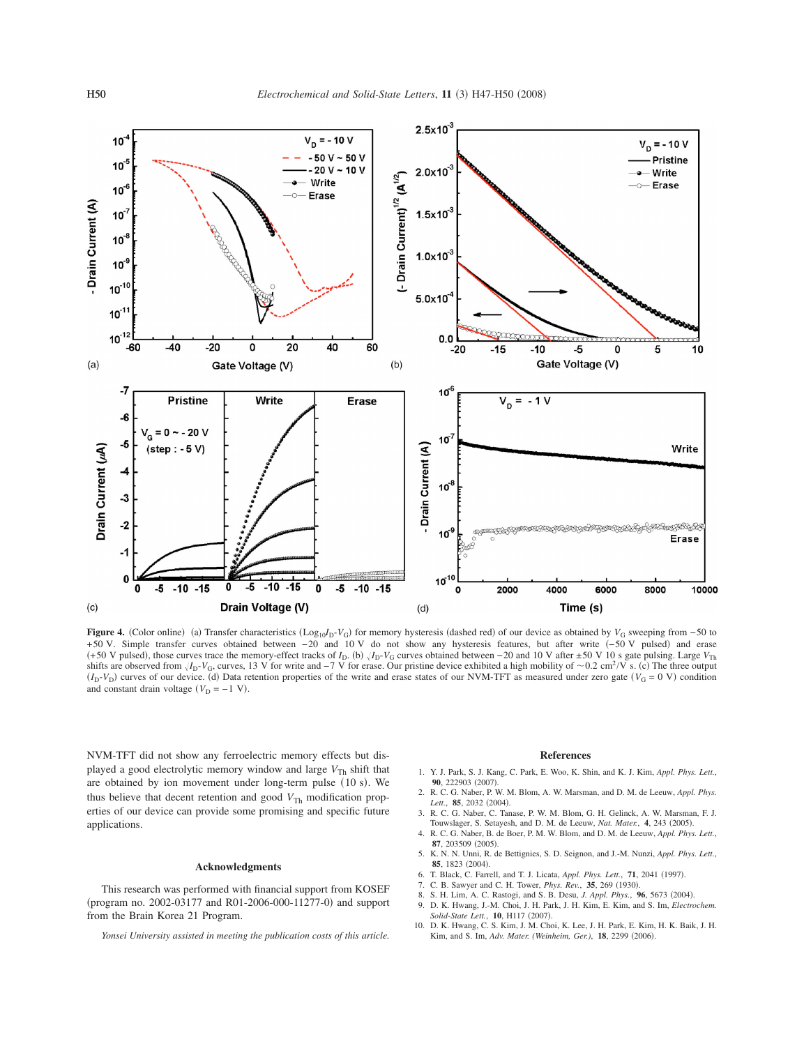- Drain Current (A)

$10^{-4}$ $10^{-5}$ $10^{-6}$ $10^{-7}$ $10^{-8}$ $10^{-9}$ $10^{-10}$ $10^{-11}$ $10^{-12}$

-60 -40 -20 0 20 40 60

Gate Voltage (V)

$V_D$ = - 10 V

- 50 V ~ 50 V

- 20 V ~ 10 V

Write

Erase

(a)

(- Drain Current)$^{1/2}$ (A$^{1/2}$)

2.5x10$^{-3}$ 2.0x10$^{-3}$ 1.5x10$^{-3}$ 1.0x10$^{-3}$ 5.0x10$^{-4}$ 0.0

-20 -15 -10 -5 0 5 10

Gate Voltage (V)

$V_D$ = - 10 V

Pristine

Write

Erase

(b)

Drain Current (μA)

-7 -6 -5 -4 -3 -2 -1 0

Pristine

$V_G$ = 0 ~ - 20 V

(step : - 5 V)

Write

Erase

0 -5 -10 -15 0 -5 -10 -15 0 -5 -10 -15

Drain Voltage (V)

(c)

- Drain Current (A)

$10^{-6}$ $10^{-7}$ $10^{-8}$ $10^{-9}$ $10^{-10}$

0 2000 4000 6000 8000 10000

Time (s)

$V_D$ = - 1 V

Write

Erase

(d)

**Figure 4.** (Color online) (a) Transfer characteristics ($\mathrm{Log}_{10}I_D$-$V_G$) for memory hysteresis (dashed red) of our device as obtained by $V_G$ sweeping from −50 to +50 V. Simple transfer curves obtained between −20 and 10 V do not show any hysteresis features, but after write (−50 V pulsed) and erase (+50 V pulsed), those curves trace the memory-effect tracks of $I_D$. (b) $\sqrt{I_D}$-$V_G$ curves obtained between −20 and 10 V after ±50 V 10 s gate pulsing. Large $V_{Th}$ shifts are observed from $\sqrt{I_D}$-$V_G$ curves, 13 V for write and −7 V for erase. Our pristine device exhibited a high mobility of ~0.2 cm$^2$/V s. (c) The three output ($I_D$-$V_D$) curves of our device. (d) Data retention properties of the write and erase states of our NVM-TFT as measured under zero gate ($V_G$ = 0 V) condition and constant drain voltage ($V_D$ = −1 V).

NVM-TFT did not show any ferroelectric memory effects but displayed a good electrolytic memory window and large $V_{Th}$ shift that are obtained by ion movement under long-term pulse (10 s). We thus believe that decent retention and good $V_{Th}$ modification properties of our device can provide some promising and specific future applications.

## Acknowledgments

This research was performed with financial support from KOSEF (program no. 2002-03177 and R01-2006-000-11277-0) and support from the Brain Korea 21 Program.

*Yonsei University assisted in meeting the publication costs of this article.*

## References

1. Y. J. Park, S. J. Kang, C. Park, E. Woo, K. Shin, and K. J. Kim, *Appl. Phys. Lett.*, **90**, 222903 (2007).
2. R. C. G. Naber, P. W. M. Blom, A. W. Marsman, and D. M. de Leeuw, *Appl. Phys. Lett.*, **85**, 2032 (2004).
3. R. C. G. Naber, C. Tanase, P. W. M. Blom, G. H. Gelinck, A. W. Marsman, F. J. Touwslager, S. Setayesh, and D. M. de Leeuw, *Nat. Mater.*, **4**, 243 (2005).
4. R. C. G. Naber, B. de Boer, P. M. W. Blom, and D. M. de Leeuw, *Appl. Phys. Lett.*, **87**, 203509 (2005).
5. K. N. N. Unni, R. de Bettignies, S. D. Seignon, and J.-M. Nunzi, *Appl. Phys. Lett.*, **85**, 1823 (2004).
6. T. Black, C. Farrell, and T. J. Licata, *Appl. Phys. Lett.*, **71**, 2041 (1997).
7. C. B. Sawyer and C. H. Tower, *Phys. Rev.*, **35**, 269 (1930).
8. S. H. Lim, A. C. Rastogi, and S. B. Desu, *J. Appl. Phys.*, **96**, 5673 (2004).
9. D. K. Hwang, J.-M. Choi, J. H. Park, J. H. Kim, E. Kim, and S. Im, *Electrochem. Solid-State Lett.*, **10**, H117 (2007).
10. D. K. Hwang, C. S. Kim, J. M. Choi, K. Lee, J. H. Park, E. Kim, H. K. Baik, J. H. Kim, and S. Im, *Adv. Mater. (Weinheim, Ger.)*, **18**, 2299 (2006).